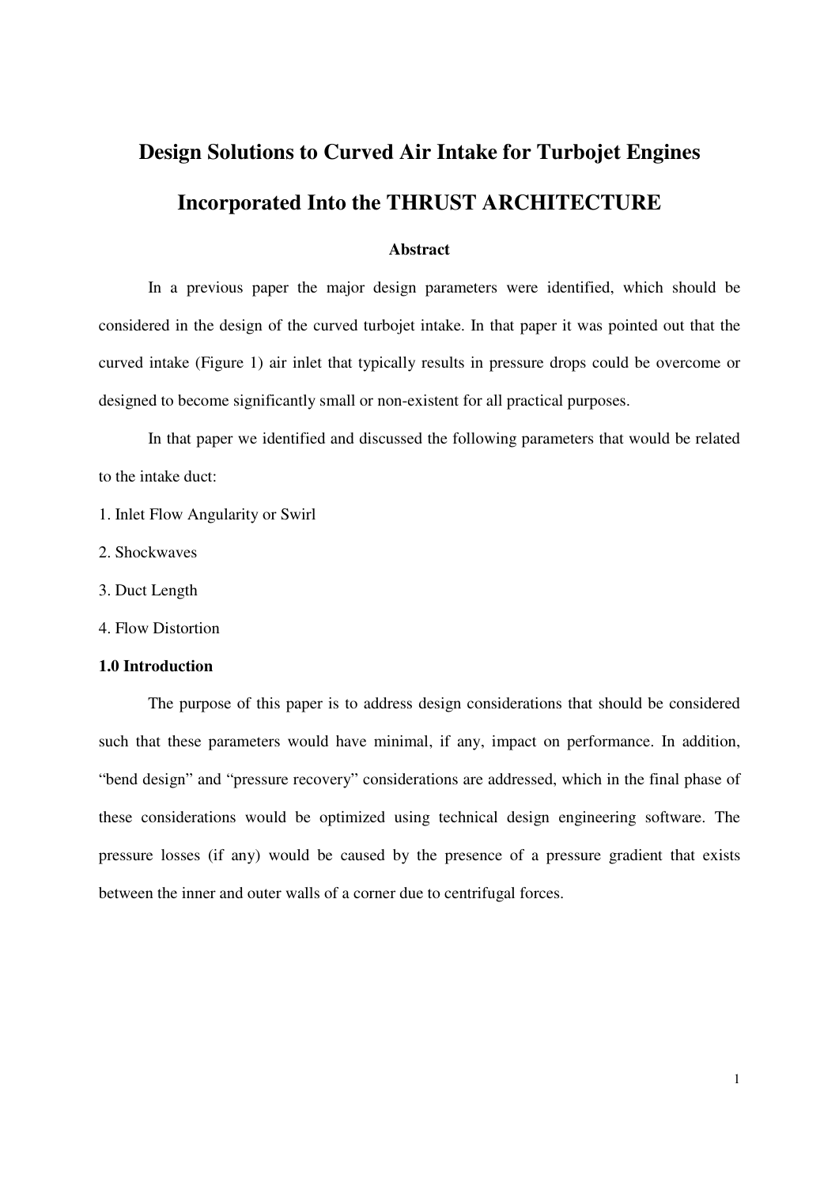# Design Solutions to Curved Air Intake for Turbojet Engines Incorporated Into the THRUST ARCHITECTURE

## Abstract

In a previous paper the major design parameters were identified, which should be considered in the design of the curved turbojet intake. In that paper it was pointed out that the curved intake (Figure 1) air inlet that typically results in pressure drops could be overcome or designed to become significantly small or non-existent for all practical purposes.

In that paper we identified and discussed the following parameters that would be related to the intake duct:

1. Inlet Flow Angularity or Swirl
2. Shockwaves
3. Duct Length
4. Flow Distortion

### 1.0 Introduction

The purpose of this paper is to address design considerations that should be considered such that these parameters would have minimal, if any, impact on performance. In addition, "bend design" and "pressure recovery" considerations are addressed, which in the final phase of these considerations would be optimized using technical design engineering software. The pressure losses (if any) would be caused by the presence of a pressure gradient that exists between the inner and outer walls of a corner due to centrifugal forces.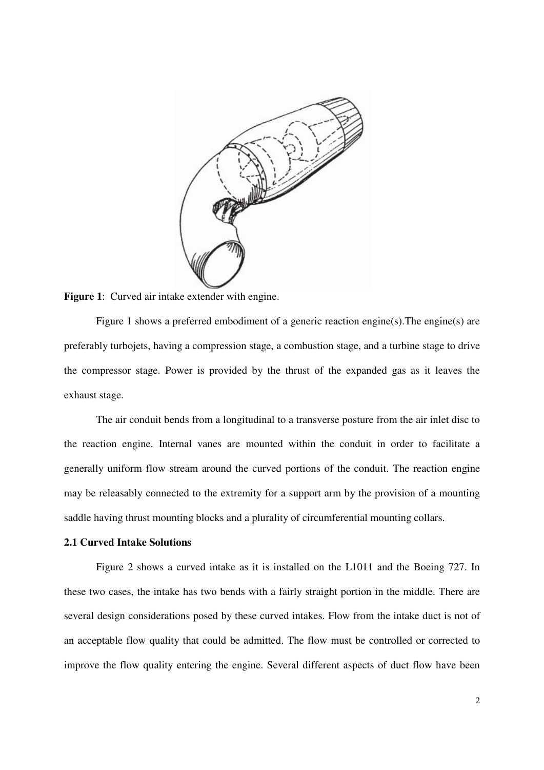**Figure 1**: Curved air intake extender with engine.

Figure 1 shows a preferred embodiment of a generic reaction engine(s).The engine(s) are preferably turbojets, having a compression stage, a combustion stage, and a turbine stage to drive the compressor stage. Power is provided by the thrust of the expanded gas as it leaves the exhaust stage.

The air conduit bends from a longitudinal to a transverse posture from the air inlet disc to the reaction engine. Internal vanes are mounted within the conduit in order to facilitate a generally uniform flow stream around the curved portions of the conduit. The reaction engine may be releasably connected to the extremity for a support arm by the provision of a mounting saddle having thrust mounting blocks and a plurality of circumferential mounting collars.

### 2.1 Curved Intake Solutions

Figure 2 shows a curved intake as it is installed on the L1011 and the Boeing 727. In these two cases, the intake has two bends with a fairly straight portion in the middle. There are several design considerations posed by these curved intakes. Flow from the intake duct is not of an acceptable flow quality that could be admitted. The flow must be controlled or corrected to improve the flow quality entering the engine. Several different aspects of duct flow have been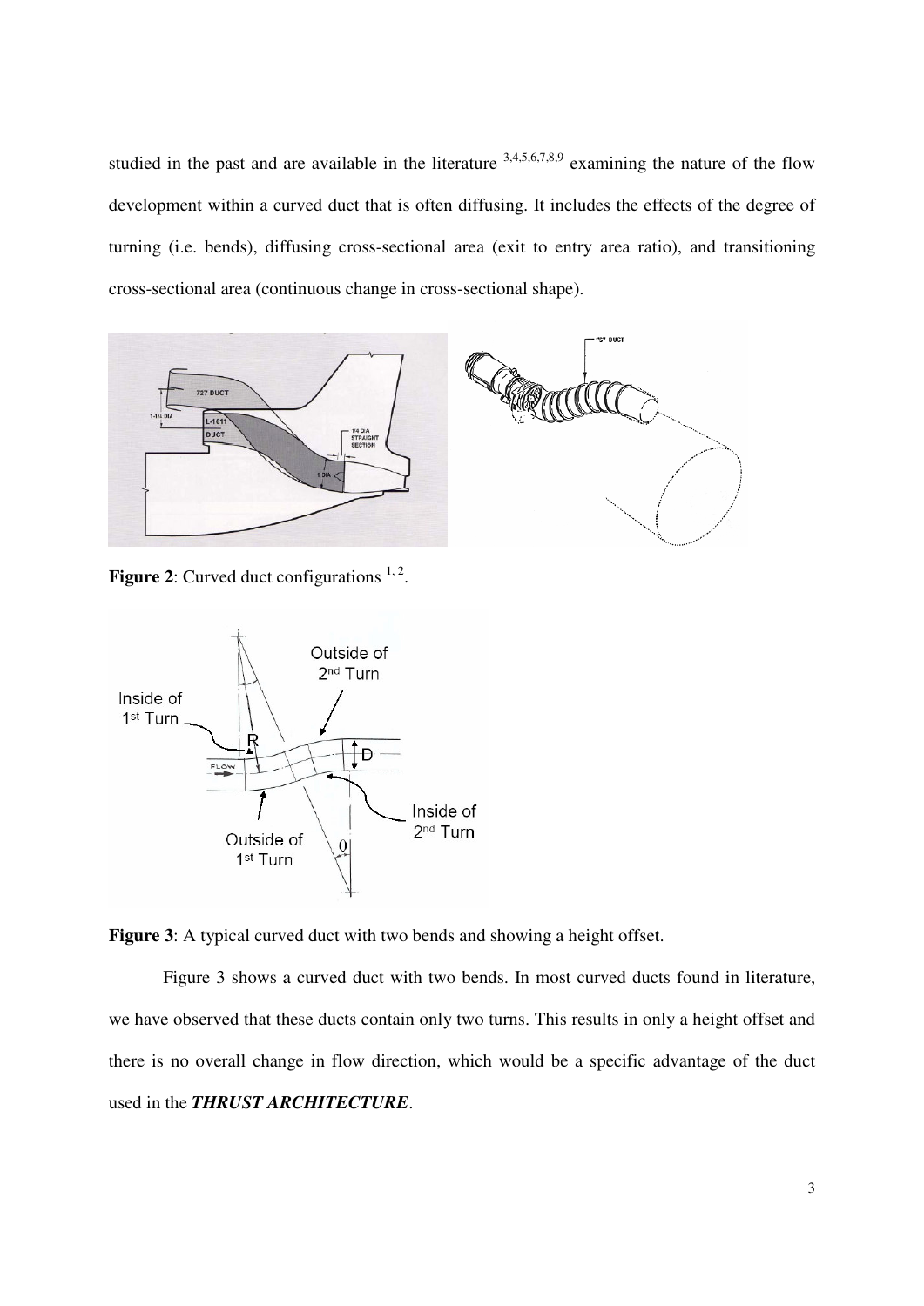studied in the past and are available in the literature [3,4,5,6,7,8,9] examining the nature of the flow development within a curved duct that is often diffusing. It includes the effects of the degree of turning (i.e. bends), diffusing cross-sectional area (exit to entry area ratio), and transitioning cross-sectional area (continuous change in cross-sectional shape).

**Figure 2**: Curved duct configurations [1, 2].

**Figure 3**: A typical curved duct with two bends and showing a height offset.

Figure 3 shows a curved duct with two bends. In most curved ducts found in literature, we have observed that these ducts contain only two turns. This results in only a height offset and there is no overall change in flow direction, which would be a specific advantage of the duct used in the ***THRUST ARCHITECTURE***.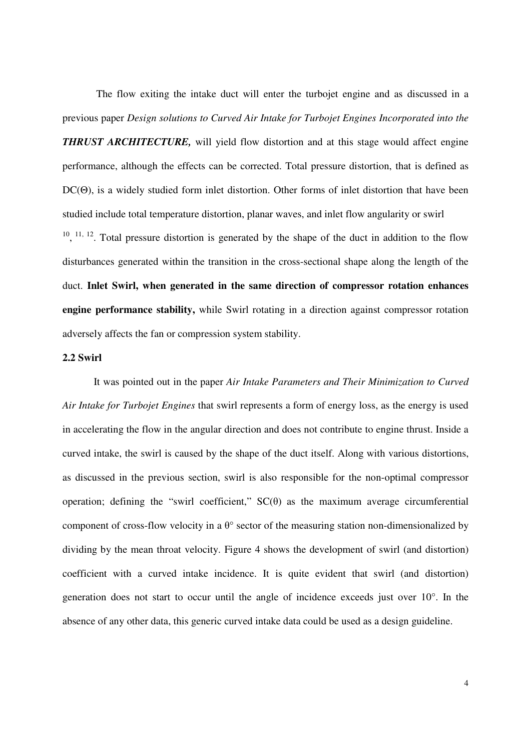The flow exiting the intake duct will enter the turbojet engine and as discussed in a previous paper *Design solutions to Curved Air Intake for Turbojet Engines Incorporated into the **THRUST ARCHITECTURE,*** will yield flow distortion and at this stage would affect engine performance, although the effects can be corrected. Total pressure distortion, that is defined as DC(Θ), is a widely studied form inlet distortion. Other forms of inlet distortion that have been studied include total temperature distortion, planar waves, and inlet flow angularity or swirl [10, 11, 12]. Total pressure distortion is generated by the shape of the duct in addition to the flow disturbances generated within the transition in the cross-sectional shape along the length of the duct. **Inlet Swirl, when generated in the same direction of compressor rotation enhances engine performance stability,** while Swirl rotating in a direction against compressor rotation adversely affects the fan or compression system stability.

### 2.2 Swirl

It was pointed out in the paper *Air Intake Parameters and Their Minimization to Curved Air Intake for Turbojet Engines* that swirl represents a form of energy loss, as the energy is used in accelerating the flow in the angular direction and does not contribute to engine thrust. Inside a curved intake, the swirl is caused by the shape of the duct itself. Along with various distortions, as discussed in the previous section, swirl is also responsible for the non-optimal compressor operation; defining the "swirl coefficient," SC(θ) as the maximum average circumferential component of cross-flow velocity in a θ° sector of the measuring station non-dimensionalized by dividing by the mean throat velocity. Figure 4 shows the development of swirl (and distortion) coefficient with a curved intake incidence. It is quite evident that swirl (and distortion) generation does not start to occur until the angle of incidence exceeds just over 10°. In the absence of any other data, this generic curved intake data could be used as a design guideline.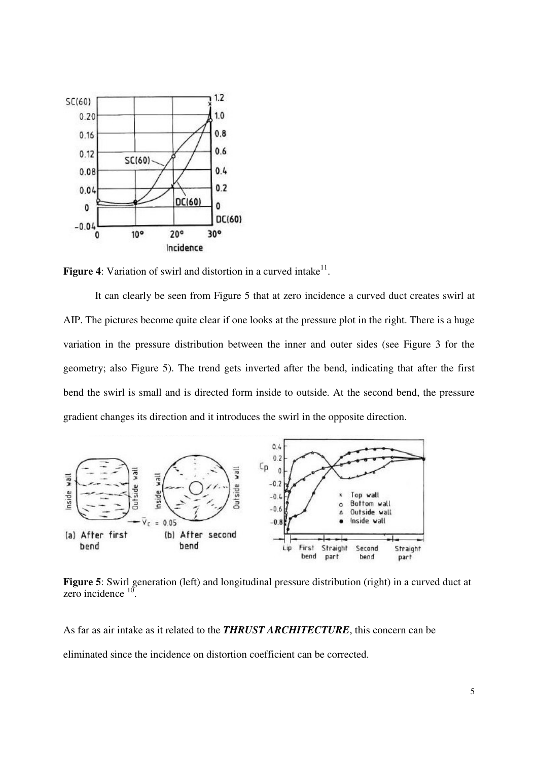**Figure 4**: Variation of swirl and distortion in a curved intake[11].

It can clearly be seen from Figure 5 that at zero incidence a curved duct creates swirl at AIP. The pictures become quite clear if one looks at the pressure plot in the right. There is a huge variation in the pressure distribution between the inner and outer sides (see Figure 3 for the geometry; also Figure 5). The trend gets inverted after the bend, indicating that after the first bend the swirl is small and is directed form inside to outside. At the second bend, the pressure gradient changes its direction and it introduces the swirl in the opposite direction.

**Figure 5**: Swirl generation (left) and longitudinal pressure distribution (right) in a curved duct at zero incidence [10].

As far as air intake as it related to the ***THRUST ARCHITECTURE***, this concern can be eliminated since the incidence on distortion coefficient can be corrected.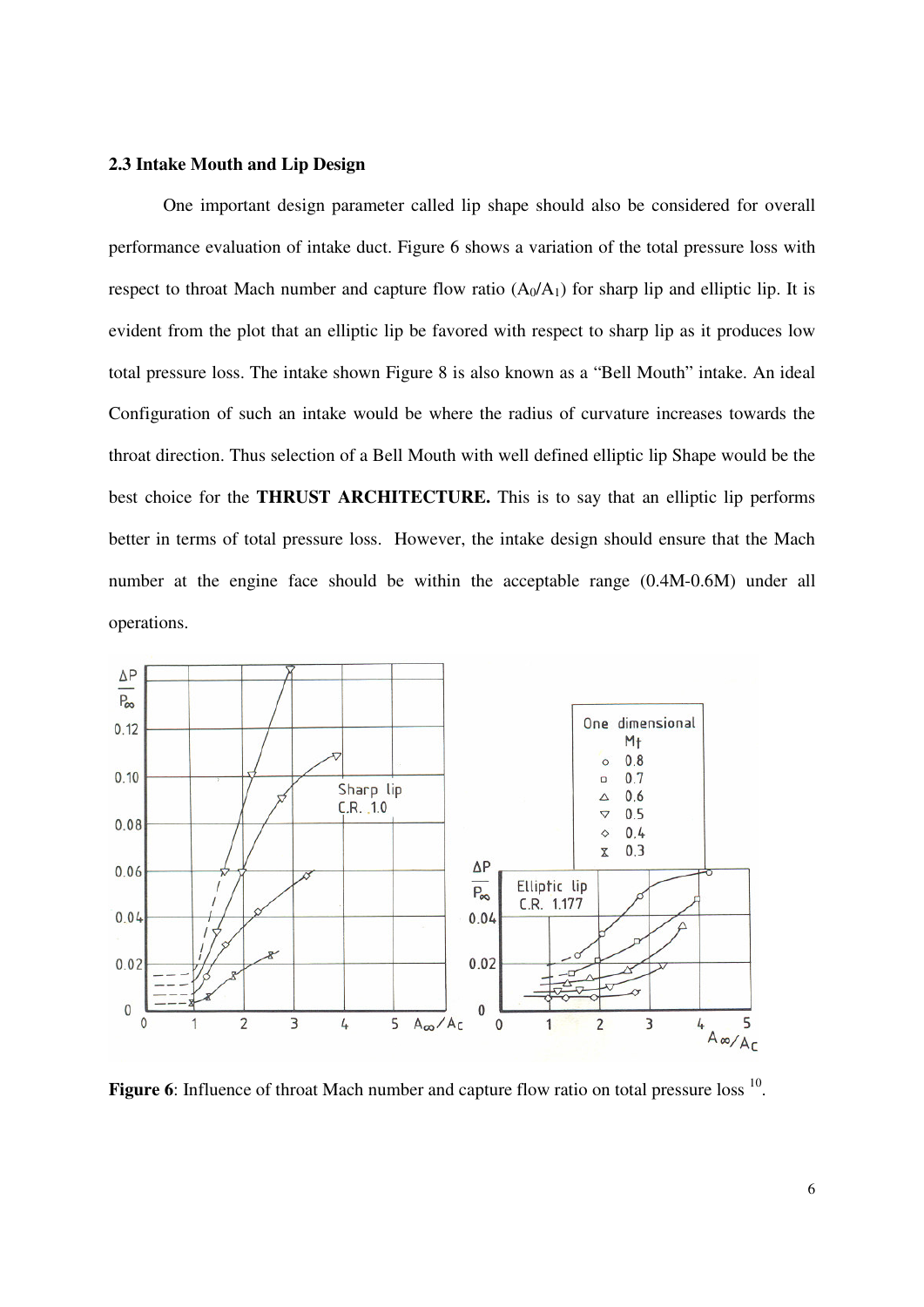### 2.3 Intake Mouth and Lip Design

One important design parameter called lip shape should also be considered for overall performance evaluation of intake duct. Figure 6 shows a variation of the total pressure loss with respect to throat Mach number and capture flow ratio ($A_0/A_1$) for sharp lip and elliptic lip. It is evident from the plot that an elliptic lip be favored with respect to sharp lip as it produces low total pressure loss. The intake shown Figure 8 is also known as a "Bell Mouth" intake. An ideal Configuration of such an intake would be where the radius of curvature increases towards the throat direction. Thus selection of a Bell Mouth with well defined elliptic lip Shape would be the best choice for the **THRUST ARCHITECTURE.** This is to say that an elliptic lip performs better in terms of total pressure loss. However, the intake design should ensure that the Mach number at the engine face should be within the acceptable range (0.4M-0.6M) under all operations.

**Figure 6**: Influence of throat Mach number and capture flow ratio on total pressure loss [10].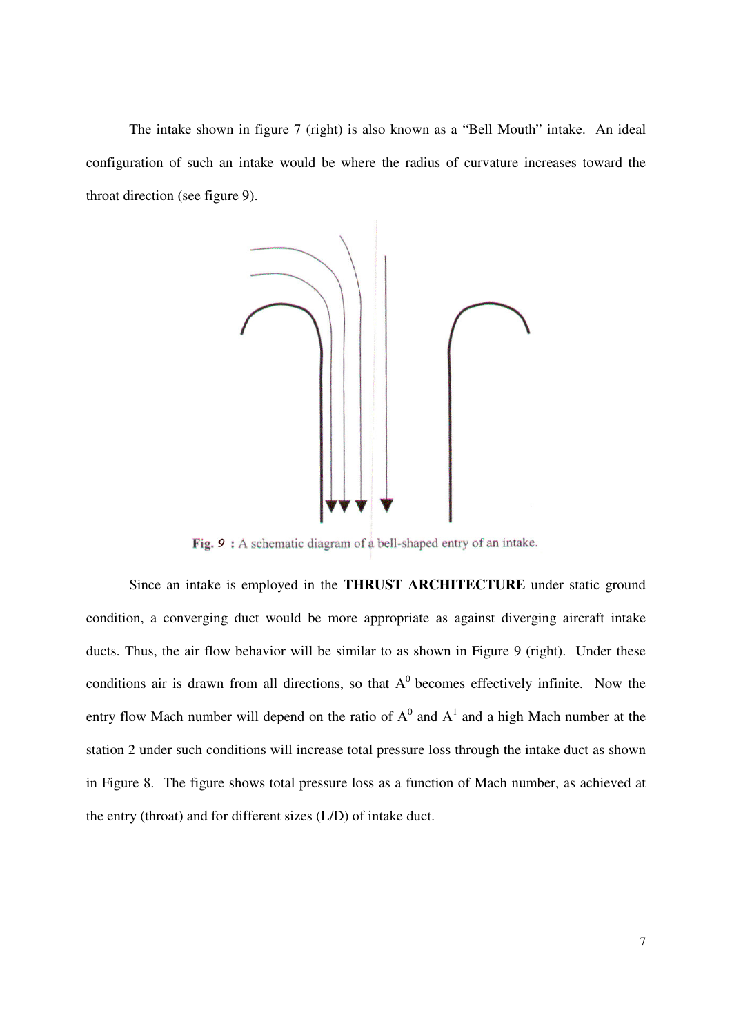The intake shown in figure 7 (right) is also known as a "Bell Mouth" intake. An ideal configuration of such an intake would be where the radius of curvature increases toward the throat direction (see figure 9).

**Fig. 9** : A schematic diagram of a bell-shaped entry of an intake.

Since an intake is employed in the **THRUST ARCHITECTURE** under static ground condition, a converging duct would be more appropriate as against diverging aircraft intake ducts. Thus, the air flow behavior will be similar to as shown in Figure 9 (right). Under these conditions air is drawn from all directions, so that $A^0$ becomes effectively infinite. Now the entry flow Mach number will depend on the ratio of $A^0$ and $A^1$ and a high Mach number at the station 2 under such conditions will increase total pressure loss through the intake duct as shown in Figure 8. The figure shows total pressure loss as a function of Mach number, as achieved at the entry (throat) and for different sizes (L/D) of intake duct.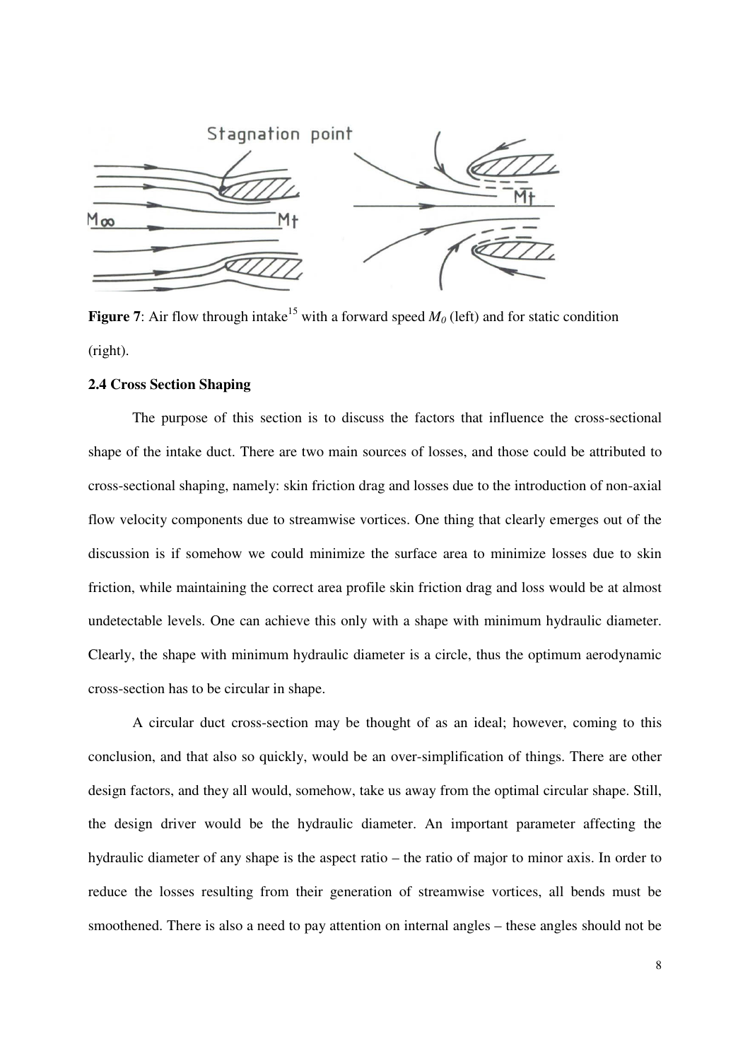**Figure 7**: Air flow through intake[15] with a forward speed $M_0$ (left) and for static condition (right).

### 2.4 Cross Section Shaping

The purpose of this section is to discuss the factors that influence the cross-sectional shape of the intake duct. There are two main sources of losses, and those could be attributed to cross-sectional shaping, namely: skin friction drag and losses due to the introduction of non-axial flow velocity components due to streamwise vortices. One thing that clearly emerges out of the discussion is if somehow we could minimize the surface area to minimize losses due to skin friction, while maintaining the correct area profile skin friction drag and loss would be at almost undetectable levels. One can achieve this only with a shape with minimum hydraulic diameter. Clearly, the shape with minimum hydraulic diameter is a circle, thus the optimum aerodynamic cross-section has to be circular in shape.

A circular duct cross-section may be thought of as an ideal; however, coming to this conclusion, and that also so quickly, would be an over-simplification of things. There are other design factors, and they all would, somehow, take us away from the optimal circular shape. Still, the design driver would be the hydraulic diameter. An important parameter affecting the hydraulic diameter of any shape is the aspect ratio – the ratio of major to minor axis. In order to reduce the losses resulting from their generation of streamwise vortices, all bends must be smoothened. There is also a need to pay attention on internal angles – these angles should not be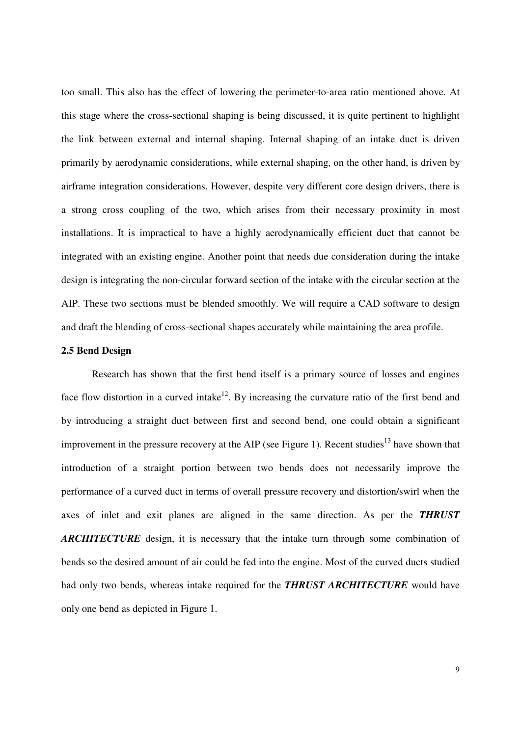too small. This also has the effect of lowering the perimeter-to-area ratio mentioned above. At this stage where the cross-sectional shaping is being discussed, it is quite pertinent to highlight the link between external and internal shaping. Internal shaping of an intake duct is driven primarily by aerodynamic considerations, while external shaping, on the other hand, is driven by airframe integration considerations. However, despite very different core design drivers, there is a strong cross coupling of the two, which arises from their necessary proximity in most installations. It is impractical to have a highly aerodynamically efficient duct that cannot be integrated with an existing engine. Another point that needs due consideration during the intake design is integrating the non-circular forward section of the intake with the circular section at the AIP. These two sections must be blended smoothly. We will require a CAD software to design and draft the blending of cross-sectional shapes accurately while maintaining the area profile.

### 2.5 Bend Design

Research has shown that the first bend itself is a primary source of losses and engines face flow distortion in a curved intake[12]. By increasing the curvature ratio of the first bend and by introducing a straight duct between first and second bend, one could obtain a significant improvement in the pressure recovery at the AIP (see Figure 1). Recent studies[13] have shown that introduction of a straight portion between two bends does not necessarily improve the performance of a curved duct in terms of overall pressure recovery and distortion/swirl when the axes of inlet and exit planes are aligned in the same direction. As per the ***THRUST ARCHITECTURE*** design, it is necessary that the intake turn through some combination of bends so the desired amount of air could be fed into the engine. Most of the curved ducts studied had only two bends, whereas intake required for the ***THRUST ARCHITECTURE*** would have only one bend as depicted in Figure 1.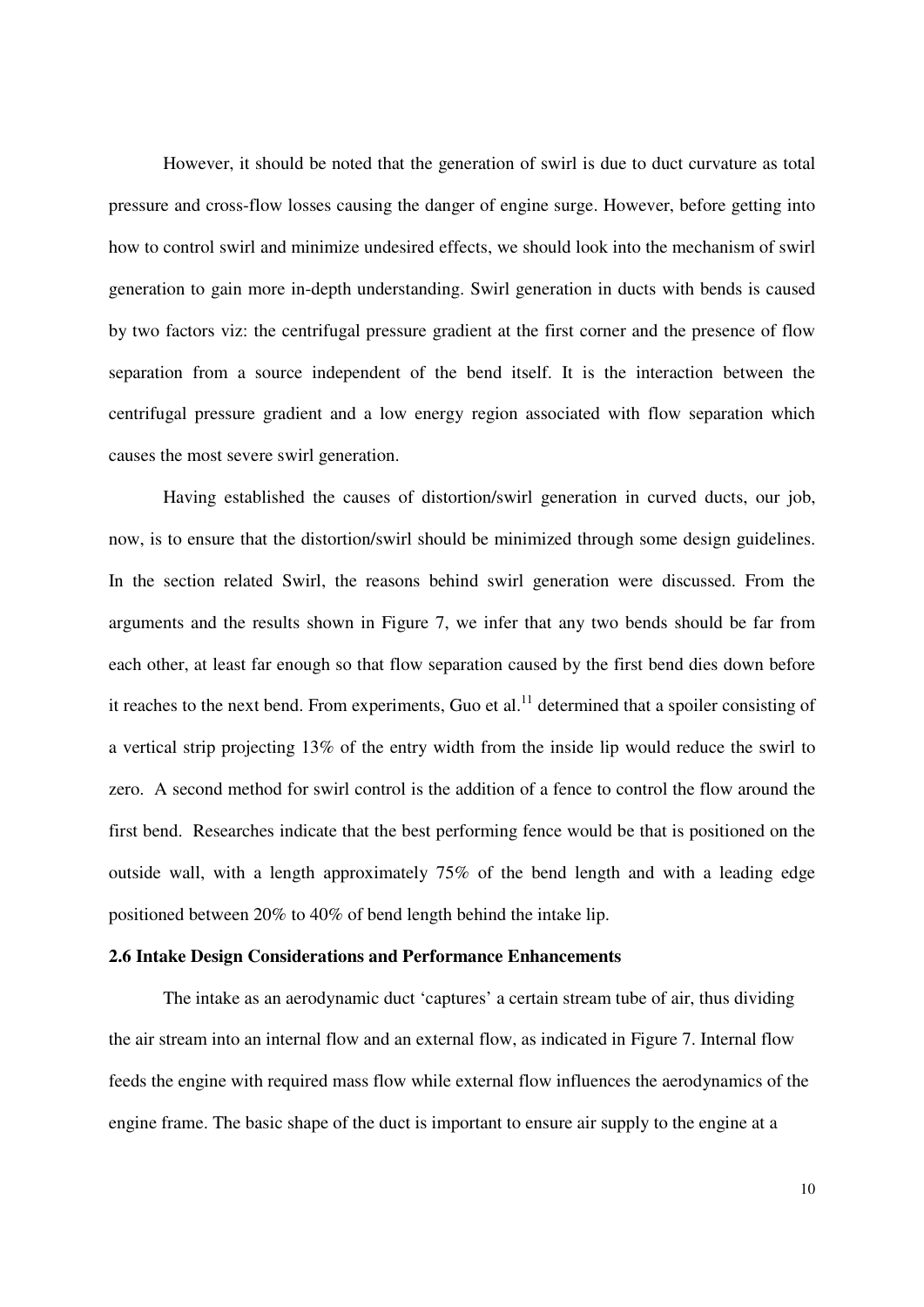However, it should be noted that the generation of swirl is due to duct curvature as total pressure and cross-flow losses causing the danger of engine surge. However, before getting into how to control swirl and minimize undesired effects, we should look into the mechanism of swirl generation to gain more in-depth understanding. Swirl generation in ducts with bends is caused by two factors viz: the centrifugal pressure gradient at the first corner and the presence of flow separation from a source independent of the bend itself. It is the interaction between the centrifugal pressure gradient and a low energy region associated with flow separation which causes the most severe swirl generation.

Having established the causes of distortion/swirl generation in curved ducts, our job, now, is to ensure that the distortion/swirl should be minimized through some design guidelines. In the section related Swirl, the reasons behind swirl generation were discussed. From the arguments and the results shown in Figure 7, we infer that any two bends should be far from each other, at least far enough so that flow separation caused by the first bend dies down before it reaches to the next bend. From experiments, Guo et al.[11] determined that a spoiler consisting of a vertical strip projecting 13% of the entry width from the inside lip would reduce the swirl to zero. A second method for swirl control is the addition of a fence to control the flow around the first bend. Researches indicate that the best performing fence would be that is positioned on the outside wall, with a length approximately 75% of the bend length and with a leading edge positioned between 20% to 40% of bend length behind the intake lip.

### 2.6 Intake Design Considerations and Performance Enhancements

The intake as an aerodynamic duct 'captures' a certain stream tube of air, thus dividing the air stream into an internal flow and an external flow, as indicated in Figure 7. Internal flow feeds the engine with required mass flow while external flow influences the aerodynamics of the engine frame. The basic shape of the duct is important to ensure air supply to the engine at a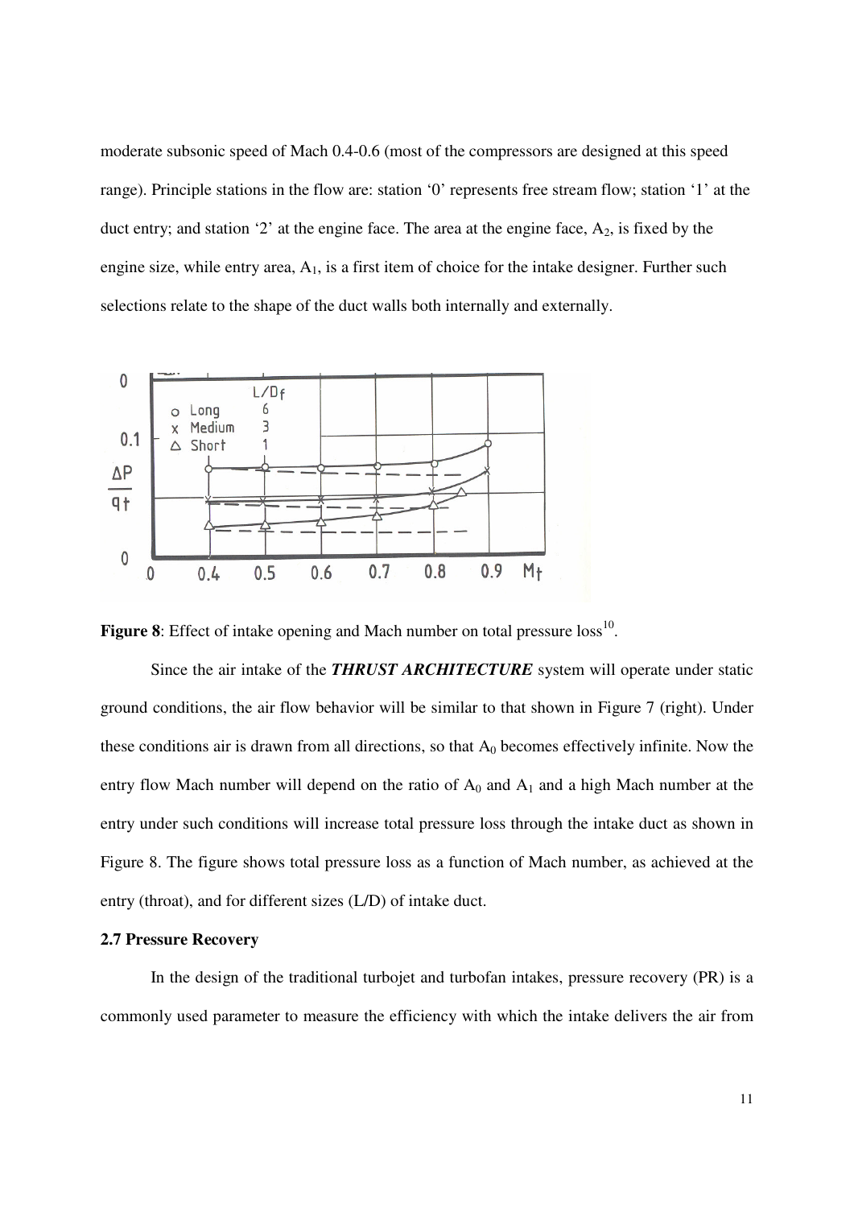moderate subsonic speed of Mach 0.4-0.6 (most of the compressors are designed at this speed range). Principle stations in the flow are: station '0' represents free stream flow; station '1' at the duct entry; and station '2' at the engine face. The area at the engine face, $A_2$, is fixed by the engine size, while entry area, $A_1$, is a first item of choice for the intake designer. Further such selections relate to the shape of the duct walls both internally and externally.

**Figure 8**: Effect of intake opening and Mach number on total pressure loss[10].

Since the air intake of the ***THRUST ARCHITECTURE*** system will operate under static ground conditions, the air flow behavior will be similar to that shown in Figure 7 (right). Under these conditions air is drawn from all directions, so that $A_0$ becomes effectively infinite. Now the entry flow Mach number will depend on the ratio of $A_0$ and $A_1$ and a high Mach number at the entry under such conditions will increase total pressure loss through the intake duct as shown in Figure 8. The figure shows total pressure loss as a function of Mach number, as achieved at the entry (throat), and for different sizes (L/D) of intake duct.

### 2.7 Pressure Recovery

In the design of the traditional turbojet and turbofan intakes, pressure recovery (PR) is a commonly used parameter to measure the efficiency with which the intake delivers the air from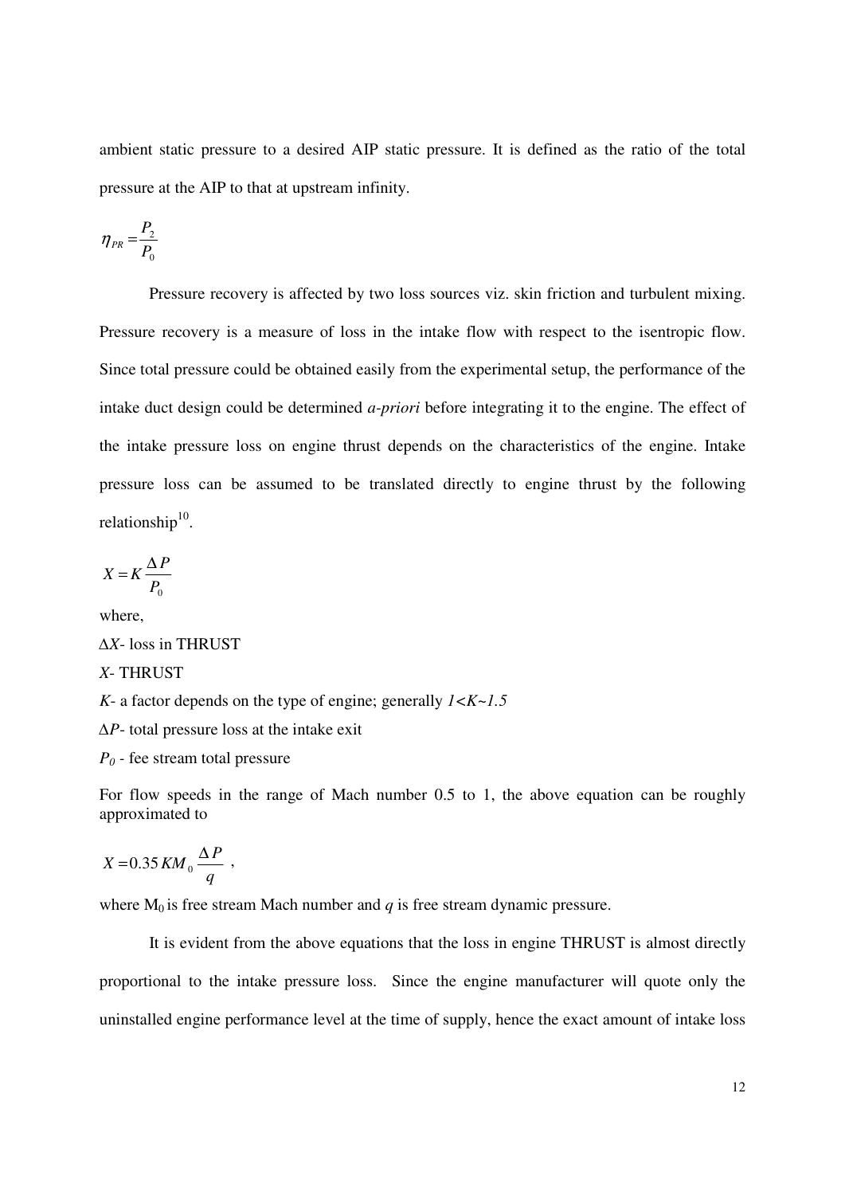ambient static pressure to a desired AIP static pressure. It is defined as the ratio of the total pressure at the AIP to that at upstream infinity.

$$\eta_{PR} = \frac{P_2}{P_0}$$

Pressure recovery is affected by two loss sources viz. skin friction and turbulent mixing. Pressure recovery is a measure of loss in the intake flow with respect to the isentropic flow. Since total pressure could be obtained easily from the experimental setup, the performance of the intake duct design could be determined *a-priori* before integrating it to the engine. The effect of the intake pressure loss on engine thrust depends on the characteristics of the engine. Intake pressure loss can be assumed to be translated directly to engine thrust by the following relationship[10].

$$X = K \frac{\Delta P}{P_0}$$

where,

$\Delta X$- loss in THRUST

$X$- THRUST

$K$- a factor depends on the type of engine; generally $1<K\sim1.5$

$\Delta P$- total pressure loss at the intake exit

$P_0$ - fee stream total pressure

For flow speeds in the range of Mach number 0.5 to 1, the above equation can be roughly approximated to

$$X = 0.35\, K M_0 \frac{\Delta P}{q} \ ,$$

where $M_0$ is free stream Mach number and $q$ is free stream dynamic pressure.

It is evident from the above equations that the loss in engine THRUST is almost directly proportional to the intake pressure loss. Since the engine manufacturer will quote only the uninstalled engine performance level at the time of supply, hence the exact amount of intake loss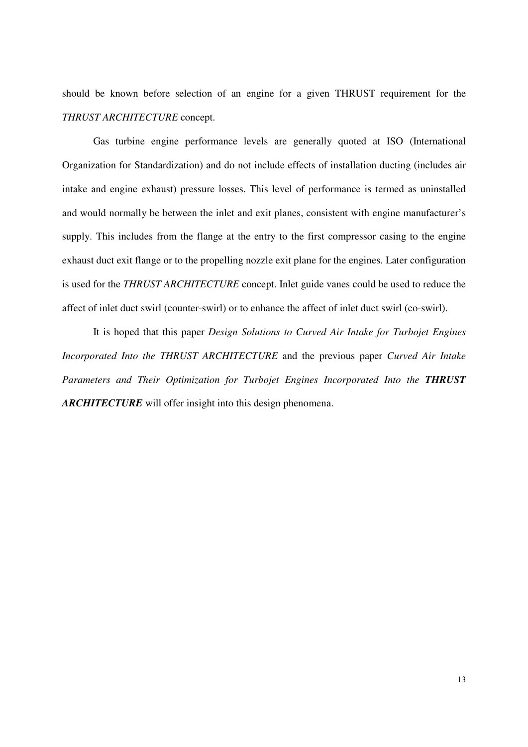should be known before selection of an engine for a given THRUST requirement for the *THRUST ARCHITECTURE* concept.

Gas turbine engine performance levels are generally quoted at ISO (International Organization for Standardization) and do not include effects of installation ducting (includes air intake and engine exhaust) pressure losses. This level of performance is termed as uninstalled and would normally be between the inlet and exit planes, consistent with engine manufacturer's supply. This includes from the flange at the entry to the first compressor casing to the engine exhaust duct exit flange or to the propelling nozzle exit plane for the engines. Later configuration is used for the *THRUST ARCHITECTURE* concept. Inlet guide vanes could be used to reduce the affect of inlet duct swirl (counter-swirl) or to enhance the affect of inlet duct swirl (co-swirl).

It is hoped that this paper *Design Solutions to Curved Air Intake for Turbojet Engines Incorporated Into the THRUST ARCHITECTURE* and the previous paper *Curved Air Intake Parameters and Their Optimization for Turbojet Engines Incorporated Into the* ***THRUST ARCHITECTURE*** will offer insight into this design phenomena.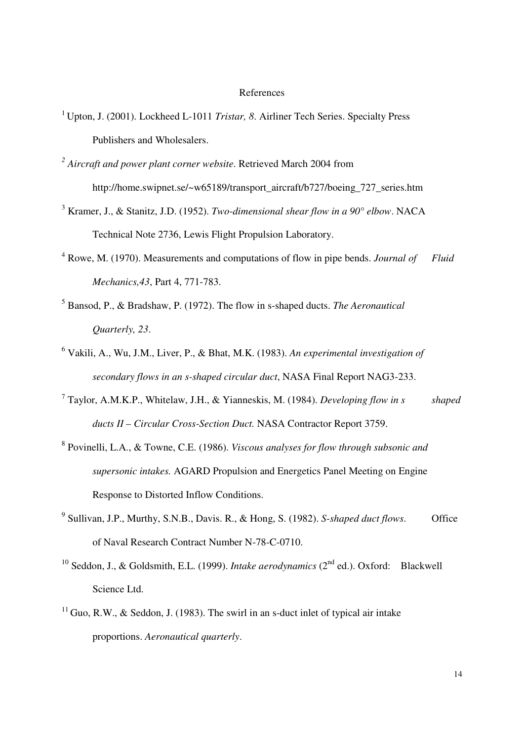# References

[1] Upton, J. (2001). Lockheed L-1011 *Tristar, 8*. Airliner Tech Series. Specialty Press Publishers and Wholesalers.

[2] *Aircraft and power plant corner website*. Retrieved March 2004 from http://home.swipnet.se/~w65189/transport_aircraft/b727/boeing_727_series.htm

[3] Kramer, J., & Stanitz, J.D. (1952). *Two-dimensional shear flow in a 90° elbow*. NACA Technical Note 2736, Lewis Flight Propulsion Laboratory.

[4] Rowe, M. (1970). Measurements and computations of flow in pipe bends. *Journal of Fluid Mechanics,43*, Part 4, 771-783.

[5] Bansod, P., & Bradshaw, P. (1972). The flow in s-shaped ducts. *The Aeronautical Quarterly, 23*.

[6] Vakili, A., Wu, J.M., Liver, P., & Bhat, M.K. (1983). *An experimental investigation of secondary flows in an s-shaped circular duct*, NASA Final Report NAG3-233.

[7] Taylor, A.M.K.P., Whitelaw, J.H., & Yianneskis, M. (1984). *Developing flow in s shaped ducts II – Circular Cross-Section Duct.* NASA Contractor Report 3759.

[8] Povinelli, L.A., & Towne, C.E. (1986). *Viscous analyses for flow through subsonic and supersonic intakes.* AGARD Propulsion and Energetics Panel Meeting on Engine Response to Distorted Inflow Conditions.

[9] Sullivan, J.P., Murthy, S.N.B., Davis. R., & Hong, S. (1982). *S-shaped duct flows*. Office of Naval Research Contract Number N-78-C-0710.

[10] Seddon, J., & Goldsmith, E.L. (1999). *Intake aerodynamics* (2nd ed.). Oxford: Blackwell Science Ltd.

[11] Guo, R.W., & Seddon, J. (1983). The swirl in an s-duct inlet of typical air intake proportions. *Aeronautical quarterly*.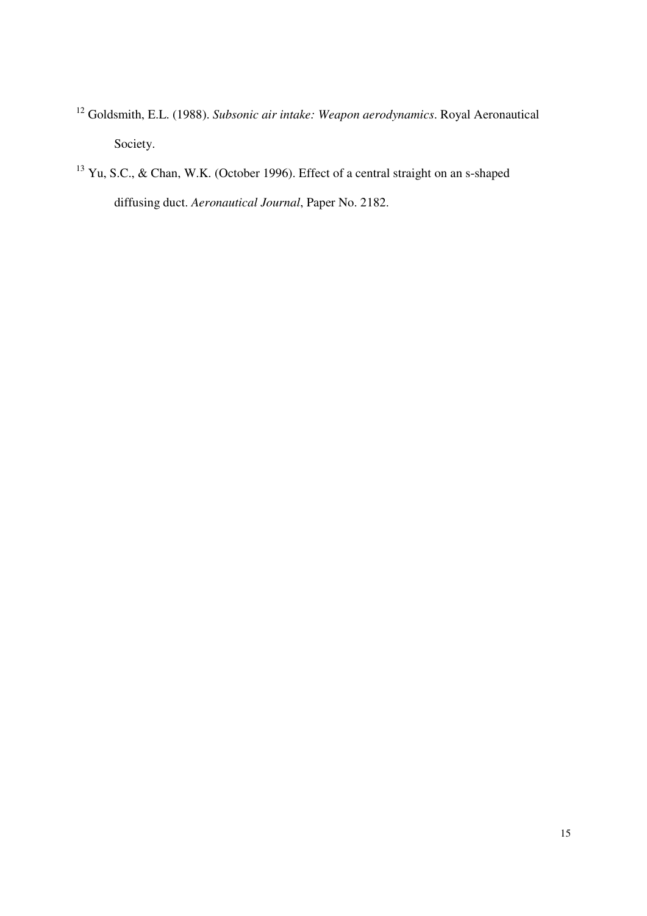[12] Goldsmith, E.L. (1988). *Subsonic air intake: Weapon aerodynamics*. Royal Aeronautical Society.

[13] Yu, S.C., & Chan, W.K. (October 1996). Effect of a central straight on an s-shaped diffusing duct. *Aeronautical Journal*, Paper No. 2182.